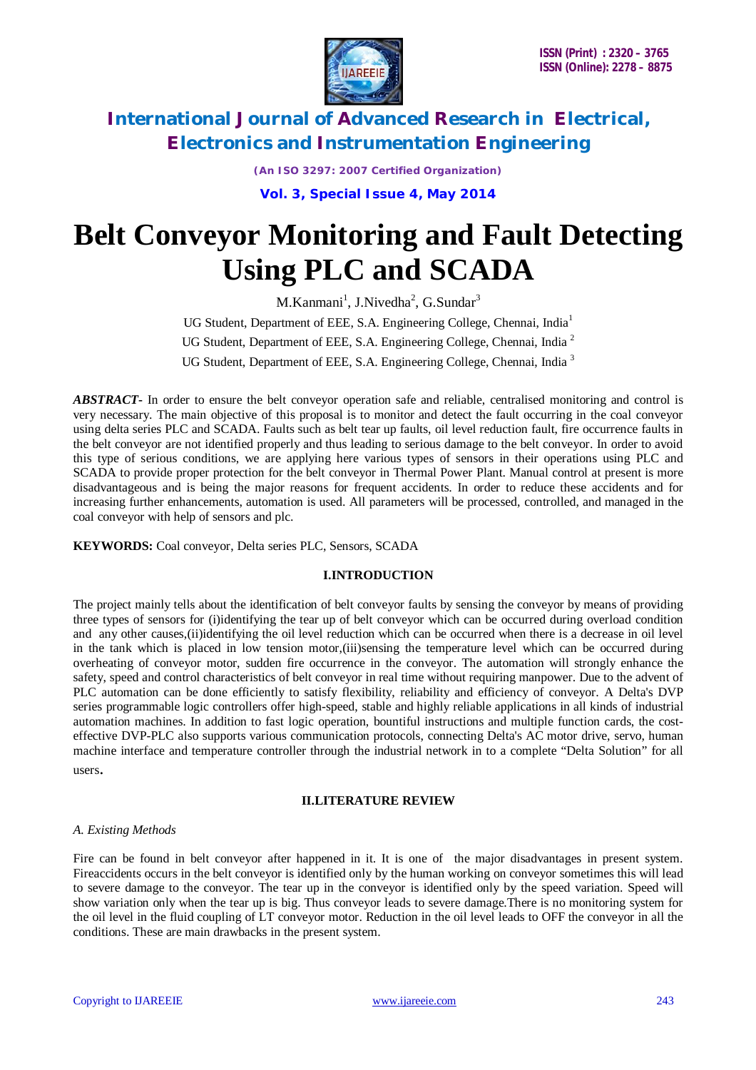# Belt Conveyor Monitoring and Fault Detecting Using PLC and SCADA

M.Kanmani[1], J.Nivedha[2], G.Sundar[3]

UG Student, Department of EEE, S.A. Engineering College, Chennai, India[1]

UG Student, Department of EEE, S.A. Engineering College, Chennai, India [2]

UG Student, Department of EEE, S.A. Engineering College, Chennai, India [3]

***ABSTRACT-*** In order to ensure the belt conveyor operation safe and reliable, centralised monitoring and control is very necessary. The main objective of this proposal is to monitor and detect the fault occurring in the coal conveyor using delta series PLC and SCADA. Faults such as belt tear up faults, oil level reduction fault, fire occurrence faults in the belt conveyor are not identified properly and thus leading to serious damage to the belt conveyor. In order to avoid this type of serious conditions, we are applying here various types of sensors in their operations using PLC and SCADA to provide proper protection for the belt conveyor in Thermal Power Plant. Manual control at present is more disadvantageous and is being the major reasons for frequent accidents. In order to reduce these accidents and for increasing further enhancements, automation is used. All parameters will be processed, controlled, and managed in the coal conveyor with help of sensors and plc.

**KEYWORDS:** Coal conveyor, Delta series PLC, Sensors, SCADA

## I.INTRODUCTION

The project mainly tells about the identification of belt conveyor faults by sensing the conveyor by means of providing three types of sensors for (i)identifying the tear up of belt conveyor which can be occurred during overload condition and any other causes,(ii)identifying the oil level reduction which can be occurred when there is a decrease in oil level in the tank which is placed in low tension motor,(iii)sensing the temperature level which can be occurred during overheating of conveyor motor, sudden fire occurrence in the conveyor. The automation will strongly enhance the safety, speed and control characteristics of belt conveyor in real time without requiring manpower. Due to the advent of PLC automation can be done efficiently to satisfy flexibility, reliability and efficiency of conveyor. A Delta's DVP series programmable logic controllers offer high-speed, stable and highly reliable applications in all kinds of industrial automation machines. In addition to fast logic operation, bountiful instructions and multiple function cards, the cost-effective DVP-PLC also supports various communication protocols, connecting Delta's AC motor drive, servo, human machine interface and temperature controller through the industrial network in to a complete "Delta Solution" for all users.

## II.LITERATURE REVIEW

### *A. Existing Methods*

Fire can be found in belt conveyor after happened in it. It is one of the major disadvantages in present system. Fireaccidents occurs in the belt conveyor is identified only by the human working on conveyor sometimes this will lead to severe damage to the conveyor. The tear up in the conveyor is identified only by the speed variation. Speed will show variation only when the tear up is big. Thus conveyor leads to severe damage.There is no monitoring system for the oil level in the fluid coupling of LT conveyor motor. Reduction in the oil level leads to OFF the conveyor in all the conditions. These are main drawbacks in the present system.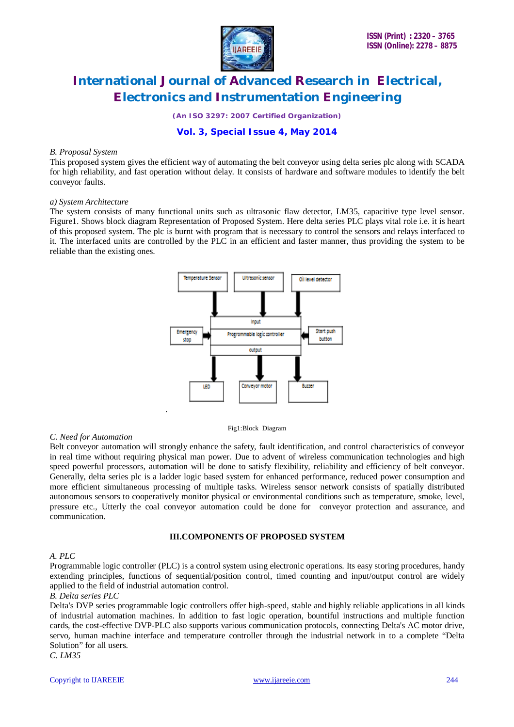*B. Proposal System*

This proposed system gives the efficient way of automating the belt conveyor using delta series plc along with SCADA for high reliability, and fast operation without delay. It consists of hardware and software modules to identify the belt conveyor faults.

*a) System Architecture*

The system consists of many functional units such as ultrasonic flaw detector, LM35, capacitive type level sensor. Figure1. Shows block diagram Representation of Proposed System. Here delta series PLC plays vital role i.e. it is heart of this proposed system. The plc is burnt with program that is necessary to control the sensors and relays interfaced to it. The interfaced units are controlled by the PLC in an efficient and faster manner, thus providing the system to be reliable than the existing ones.

Temperature Sensor | Ultrasonic sensor | Oil level detector

Input | Progrommable logic controller | output

Emergency stop | Start push button

LED | Conveyor motor | Buzzer

Fig1:Block Diagram

*C. Need for Automation*

Belt conveyor automation will strongly enhance the safety, fault identification, and control characteristics of conveyor in real time without requiring physical man power. Due to advent of wireless communication technologies and high speed powerful processors, automation will be done to satisfy flexibility, reliability and efficiency of belt conveyor. Generally, delta series plc is a ladder logic based system for enhanced performance, reduced power consumption and more efficient simultaneous processing of multiple tasks. Wireless sensor network consists of spatially distributed autonomous sensors to cooperatively monitor physical or environmental conditions such as temperature, smoke, level, pressure etc., Utterly the coal conveyor automation could be done for conveyor protection and assurance, and communication.

## III.COMPONENTS OF PROPOSED SYSTEM

*A. PLC*

Programmable logic controller (PLC) is a control system using electronic operations. Its easy storing procedures, handy extending principles, functions of sequential/position control, timed counting and input/output control are widely applied to the field of industrial automation control.

*B. Delta series PLC*

Delta's DVP series programmable logic controllers offer high-speed, stable and highly reliable applications in all kinds of industrial automation machines. In addition to fast logic operation, bountiful instructions and multiple function cards, the cost-effective DVP-PLC also supports various communication protocols, connecting Delta's AC motor drive, servo, human machine interface and temperature controller through the industrial network in to a complete "Delta Solution" for all users.

*C. LM35*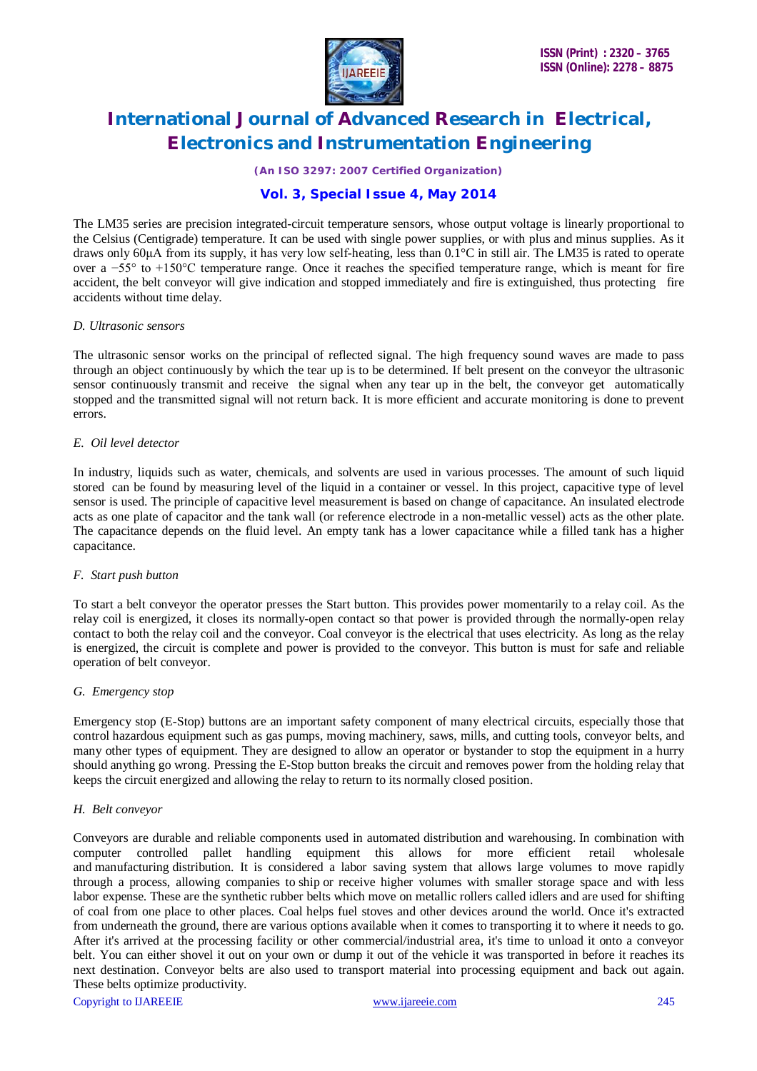The LM35 series are precision integrated-circuit temperature sensors, whose output voltage is linearly proportional to the Celsius (Centigrade) temperature. It can be used with single power supplies, or with plus and minus supplies. As it draws only 60μA from its supply, it has very low self-heating, less than 0.1°C in still air. The LM35 is rated to operate over a −55° to +150°C temperature range. Once it reaches the specified temperature range, which is meant for fire accident, the belt conveyor will give indication and stopped immediately and fire is extinguished, thus protecting fire accidents without time delay.

### *D. Ultrasonic sensors*

The ultrasonic sensor works on the principal of reflected signal. The high frequency sound waves are made to pass through an object continuously by which the tear up is to be determined. If belt present on the conveyor the ultrasonic sensor continuously transmit and receive the signal when any tear up in the belt, the conveyor get automatically stopped and the transmitted signal will not return back. It is more efficient and accurate monitoring is done to prevent errors.

### *E. Oil level detector*

In industry, liquids such as water, chemicals, and solvents are used in various processes. The amount of such liquid stored can be found by measuring level of the liquid in a container or vessel. In this project, capacitive type of level sensor is used. The principle of capacitive level measurement is based on change of capacitance. An insulated electrode acts as one plate of capacitor and the tank wall (or reference electrode in a non-metallic vessel) acts as the other plate. The capacitance depends on the fluid level. An empty tank has a lower capacitance while a filled tank has a higher capacitance.

### *F. Start push button*

To start a belt conveyor the operator presses the Start button. This provides power momentarily to a relay coil. As the relay coil is energized, it closes its normally-open contact so that power is provided through the normally-open relay contact to both the relay coil and the conveyor. Coal conveyor is the electrical that uses electricity. As long as the relay is energized, the circuit is complete and power is provided to the conveyor. This button is must for safe and reliable operation of belt conveyor.

### *G. Emergency stop*

Emergency stop (E-Stop) buttons are an important safety component of many electrical circuits, especially those that control hazardous equipment such as gas pumps, moving machinery, saws, mills, and cutting tools, conveyor belts, and many other types of equipment. They are designed to allow an operator or bystander to stop the equipment in a hurry should anything go wrong. Pressing the E-Stop button breaks the circuit and removes power from the holding relay that keeps the circuit energized and allowing the relay to return to its normally closed position.

### *H. Belt conveyor*

Conveyors are durable and reliable components used in automated distribution and warehousing. In combination with computer controlled pallet handling equipment this allows for more efficient retail wholesale and manufacturing distribution. It is considered a labor saving system that allows large volumes to move rapidly through a process, allowing companies to ship or receive higher volumes with smaller storage space and with less labor expense. These are the synthetic rubber belts which move on metallic rollers called idlers and are used for shifting of coal from one place to other places. Coal helps fuel stoves and other devices around the world. Once it's extracted from underneath the ground, there are various options available when it comes to transporting it to where it needs to go. After it's arrived at the processing facility or other commercial/industrial area, it's time to unload it onto a conveyor belt. You can either shovel it out on your own or dump it out of the vehicle it was transported in before it reaches its next destination. Conveyor belts are also used to transport material into processing equipment and back out again. These belts optimize productivity.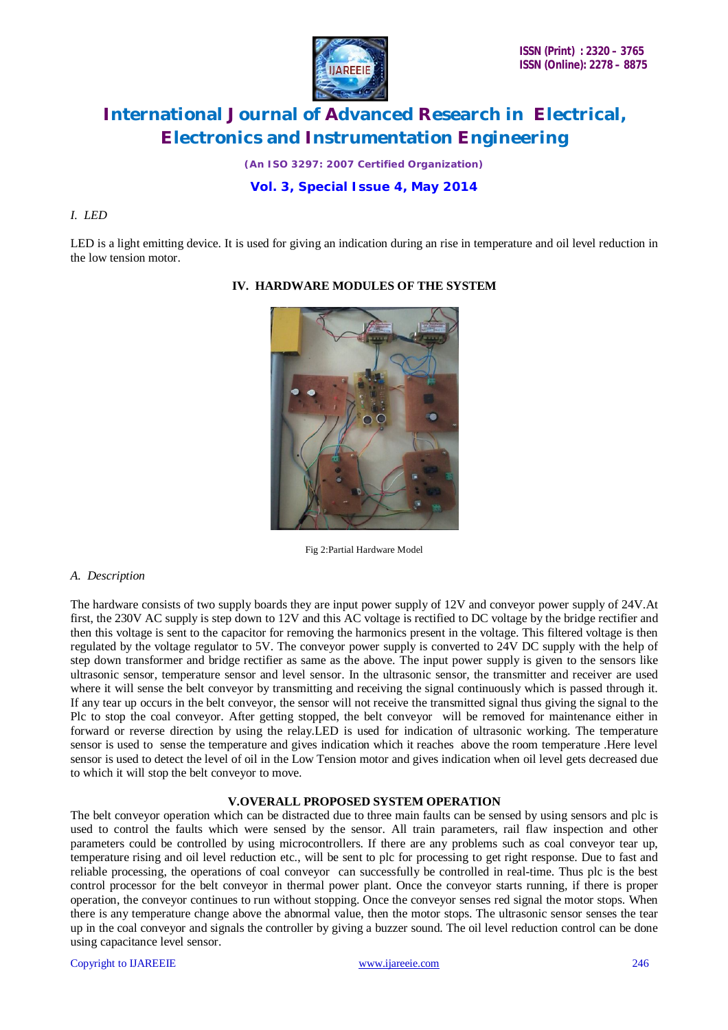*I. LED*

LED is a light emitting device. It is used for giving an indication during an rise in temperature and oil level reduction in the low tension motor.

## IV. HARDWARE MODULES OF THE SYSTEM

Fig 2:Partial Hardware Model

### *A. Description*

The hardware consists of two supply boards they are input power supply of 12V and conveyor power supply of 24V.At first, the 230V AC supply is step down to 12V and this AC voltage is rectified to DC voltage by the bridge rectifier and then this voltage is sent to the capacitor for removing the harmonics present in the voltage. This filtered voltage is then regulated by the voltage regulator to 5V. The conveyor power supply is converted to 24V DC supply with the help of step down transformer and bridge rectifier as same as the above. The input power supply is given to the sensors like ultrasonic sensor, temperature sensor and level sensor. In the ultrasonic sensor, the transmitter and receiver are used where it will sense the belt conveyor by transmitting and receiving the signal continuously which is passed through it. If any tear up occurs in the belt conveyor, the sensor will not receive the transmitted signal thus giving the signal to the Plc to stop the coal conveyor. After getting stopped, the belt conveyor will be removed for maintenance either in forward or reverse direction by using the relay.LED is used for indication of ultrasonic working. The temperature sensor is used to sense the temperature and gives indication which it reaches above the room temperature .Here level sensor is used to detect the level of oil in the Low Tension motor and gives indication when oil level gets decreased due to which it will stop the belt conveyor to move.

## V.OVERALL PROPOSED SYSTEM OPERATION

The belt conveyor operation which can be distracted due to three main faults can be sensed by using sensors and plc is used to control the faults which were sensed by the sensor. All train parameters, rail flaw inspection and other parameters could be controlled by using microcontrollers. If there are any problems such as coal conveyor tear up, temperature rising and oil level reduction etc., will be sent to plc for processing to get right response. Due to fast and reliable processing, the operations of coal conveyor can successfully be controlled in real-time. Thus plc is the best control processor for the belt conveyor in thermal power plant. Once the conveyor starts running, if there is proper operation, the conveyor continues to run without stopping. Once the conveyor senses red signal the motor stops. When there is any temperature change above the abnormal value, then the motor stops. The ultrasonic sensor senses the tear up in the coal conveyor and signals the controller by giving a buzzer sound. The oil level reduction control can be done using capacitance level sensor.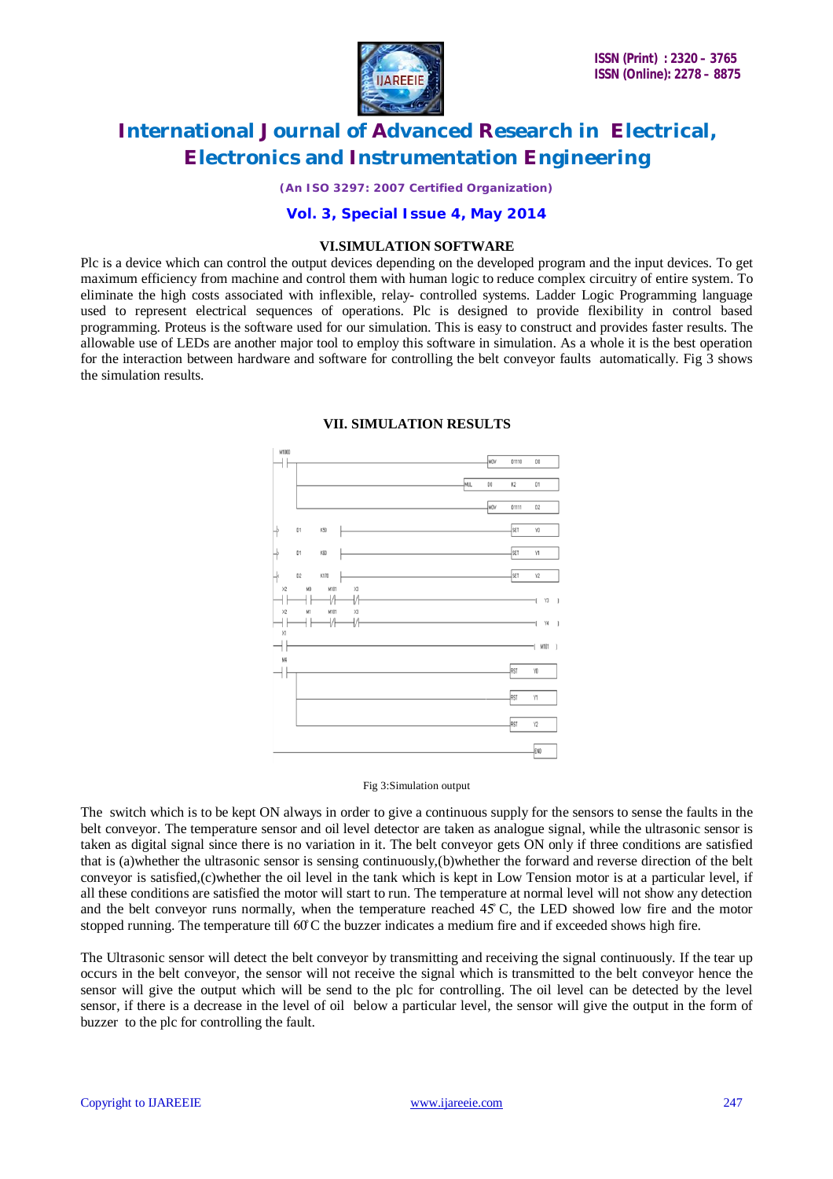## VI.SIMULATION SOFTWARE

Plc is a device which can control the output devices depending on the developed program and the input devices. To get maximum efficiency from machine and control them with human logic to reduce complex circuitry of entire system. To eliminate the high costs associated with inflexible, relay- controlled systems. Ladder Logic Programming language used to represent electrical sequences of operations. Plc is designed to provide flexibility in control based programming. Proteus is the software used for our simulation. This is easy to construct and provides faster results. The allowable use of LEDs are another major tool to employ this software in simulation. As a whole it is the best operation for the interaction between hardware and software for controlling the belt conveyor faults automatically. Fig 3 shows the simulation results.

## VII. SIMULATION RESULTS

Fig 3:Simulation output

The switch which is to be kept ON always in order to give a continuous supply for the sensors to sense the faults in the belt conveyor. The temperature sensor and oil level detector are taken as analogue signal, while the ultrasonic sensor is taken as digital signal since there is no variation in it. The belt conveyor gets ON only if three conditions are satisfied that is (a)whether the ultrasonic sensor is sensing continuously,(b)whether the forward and reverse direction of the belt conveyor is satisfied,(c)whether the oil level in the tank which is kept in Low Tension motor is at a particular level, if all these conditions are satisfied the motor will start to run. The temperature at normal level will not show any detection and the belt conveyor runs normally, when the temperature reached 45°C, the LED showed low fire and the motor stopped running. The temperature till 60°C the buzzer indicates a medium fire and if exceeded shows high fire.

The Ultrasonic sensor will detect the belt conveyor by transmitting and receiving the signal continuously. If the tear up occurs in the belt conveyor, the sensor will not receive the signal which is transmitted to the belt conveyor hence the sensor will give the output which will be send to the plc for controlling. The oil level can be detected by the level sensor, if there is a decrease in the level of oil below a particular level, the sensor will give the output in the form of buzzer to the plc for controlling the fault.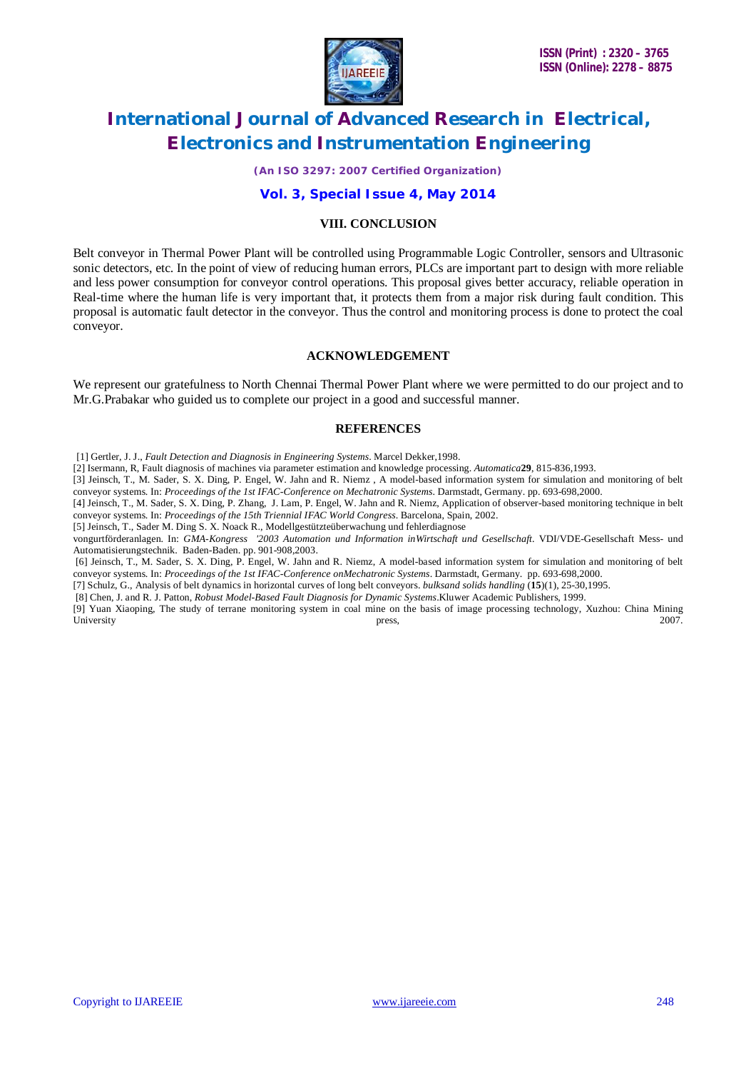## VIII. CONCLUSION

Belt conveyor in Thermal Power Plant will be controlled using Programmable Logic Controller, sensors and Ultrasonic sonic detectors, etc. In the point of view of reducing human errors, PLCs are important part to design with more reliable and less power consumption for conveyor control operations. This proposal gives better accuracy, reliable operation in Real-time where the human life is very important that, it protects them from a major risk during fault condition. This proposal is automatic fault detector in the conveyor. Thus the control and monitoring process is done to protect the coal conveyor.

## ACKNOWLEDGEMENT

We represent our gratefulness to North Chennai Thermal Power Plant where we were permitted to do our project and to Mr.G.Prabakar who guided us to complete our project in a good and successful manner.

## REFERENCES

[1] Gertler, J. J., *Fault Detection and Diagnosis in Engineering Systems*. Marcel Dekker,1998.

[2] Isermann, R, Fault diagnosis of machines via parameter estimation and knowledge processing. *Automatica***29**, 815-836,1993.

[3] Jeinsch, T., M. Sader, S. X. Ding, P. Engel, W. Jahn and R. Niemz , A model-based information system for simulation and monitoring of belt conveyor systems. In: *Proceedings of the 1st IFAC-Conference on Mechatronic Systems*. Darmstadt, Germany. pp. 693-698,2000.

[4] Jeinsch, T., M. Sader, S. X. Ding, P. Zhang, J. Lam, P. Engel, W. Jahn and R. Niemz, Application of observer-based monitoring technique in belt conveyor systems. In: *Proceedings of the 15th Triennial IFAC World Congress*. Barcelona, Spain, 2002.

[5] Jeinsch, T., Sader M. Ding S. X. Noack R., Modellgestützteüberwachung und fehlerdiagnose vongurtförderanlagen. In: *GMA-Kongress '2003 Automation und Information inWirtschaft und Gesellschaft*. VDI/VDE-Gesellschaft Mess- und Automatisierungstechnik. Baden-Baden. pp. 901-908,2003.

[6] Jeinsch, T., M. Sader, S. X. Ding, P. Engel, W. Jahn and R. Niemz, A model-based information system for simulation and monitoring of belt conveyor systems. In: *Proceedings of the 1st IFAC-Conference onMechatronic Systems*. Darmstadt, Germany. pp. 693-698,2000.

[7] Schulz, G., Analysis of belt dynamics in horizontal curves of long belt conveyors. *bulksand solids handling* (**15**)(1), 25-30,1995.

[8] Chen, J. and R. J. Patton, *Robust Model-Based Fault Diagnosis for Dynamic Systems*.Kluwer Academic Publishers, 1999.

[9] Yuan Xiaoping, The study of terrane monitoring system in coal mine on the basis of image processing technology, Xuzhou: China Mining University press, 2007.